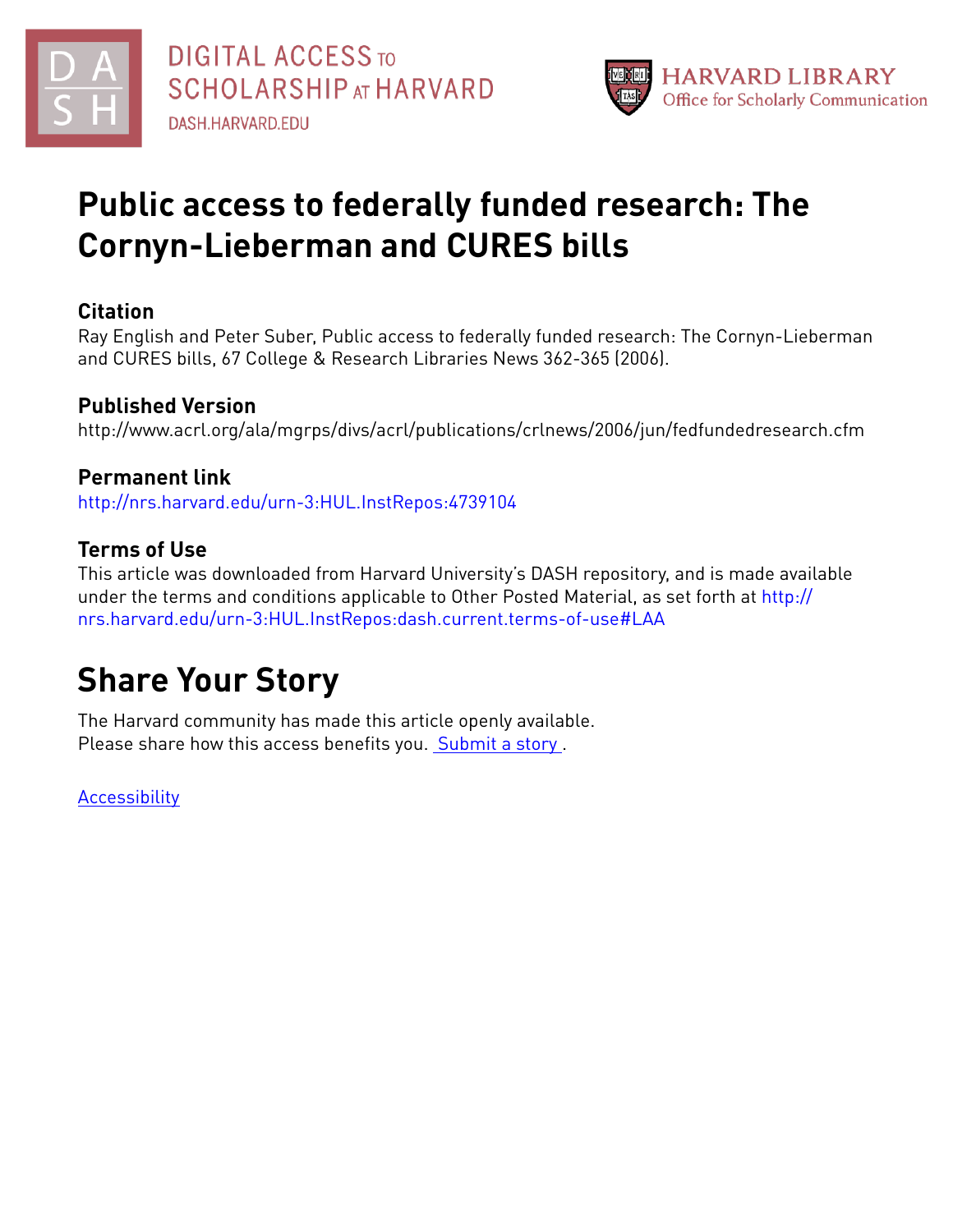DIGITAL ACCESS TO SCHOLARSHIP AT HARVARD
DASH.HARVARD.EDU

HARVARD LIBRARY
Office for Scholarly Communication

# Public access to federally funded research: The Cornyn-Lieberman and CURES bills

## Citation

Ray English and Peter Suber, Public access to federally funded research: The Cornyn-Lieberman and CURES bills, 67 College & Research Libraries News 362-365 (2006).

## Published Version

http://www.acrl.org/ala/mgrps/divs/acrl/publications/crlnews/2006/jun/fedfundedresearch.cfm

## Permanent link

http://nrs.harvard.edu/urn-3:HUL.InstRepos:4739104

## Terms of Use

This article was downloaded from Harvard University's DASH repository, and is made available under the terms and conditions applicable to Other Posted Material, as set forth at http://nrs.harvard.edu/urn-3:HUL.InstRepos:dash.current.terms-of-use#LAA

# Share Your Story

The Harvard community has made this article openly available.
Please share how this access benefits you. Submit a story .

Accessibility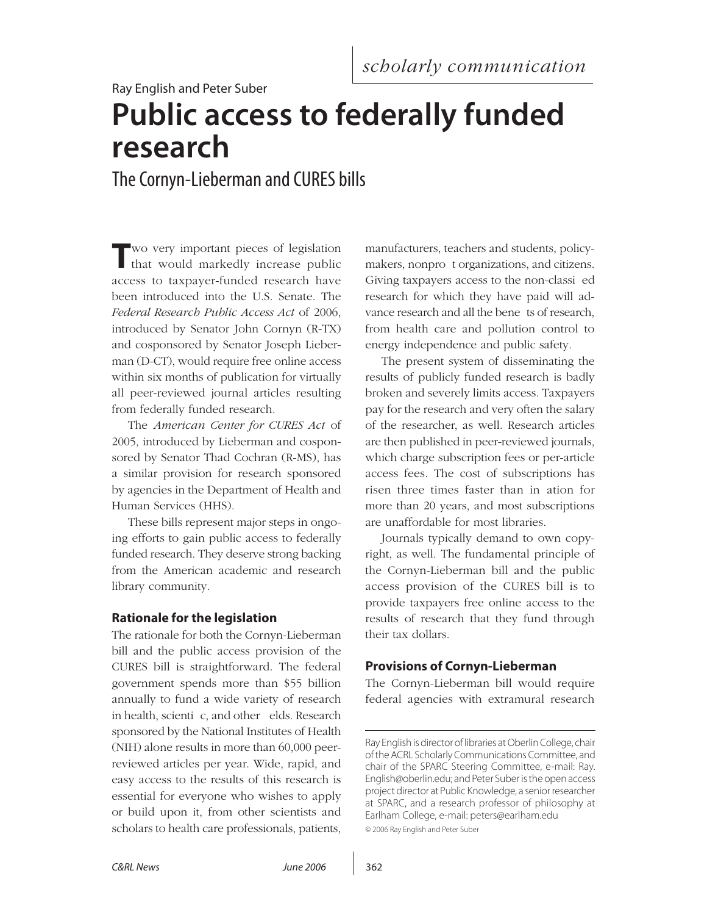*scholarly communication*

Ray English and Peter Suber

# Public access to federally funded research

## The Cornyn-Lieberman and CURES bills

Two very important pieces of legislation that would markedly increase public access to taxpayer-funded research have been introduced into the U.S. Senate. The *Federal Research Public Access Act* of 2006, introduced by Senator John Cornyn (R-TX) and cosponsored by Senator Joseph Lieberman (D-CT), would require free online access within six months of publication for virtually all peer-reviewed journal articles resulting from federally funded research.

The *American Center for CURES Act* of 2005, introduced by Lieberman and cosponsored by Senator Thad Cochran (R-MS), has a similar provision for research sponsored by agencies in the Department of Health and Human Services (HHS).

These bills represent major steps in ongoing efforts to gain public access to federally funded research. They deserve strong backing from the American academic and research library community.

### Rationale for the legislation

The rationale for both the Cornyn-Lieberman bill and the public access provision of the CURES bill is straightforward. The federal government spends more than $55 billion annually to fund a wide variety of research in health, scientific, and other fields. Research sponsored by the National Institutes of Health (NIH) alone results in more than 60,000 peer-reviewed articles per year. Wide, rapid, and easy access to the results of this research is essential for everyone who wishes to apply or build upon it, from other scientists and scholars to health care professionals, patients, manufacturers, teachers and students, policymakers, nonprofit organizations, and citizens. Giving taxpayers access to the non-classified research for which they have paid will advance research and all the benefits of research, from health care and pollution control to energy independence and public safety.

The present system of disseminating the results of publicly funded research is badly broken and severely limits access. Taxpayers pay for the research and very often the salary of the researcher, as well. Research articles are then published in peer-reviewed journals, which charge subscription fees or per-article access fees. The cost of subscriptions has risen three times faster than inflation for more than 20 years, and most subscriptions are unaffordable for most libraries.

Journals typically demand to own copyright, as well. The fundamental principle of the Cornyn-Lieberman bill and the public access provision of the CURES bill is to provide taxpayers free online access to the results of research that they fund through their tax dollars.

### Provisions of Cornyn-Lieberman

The Cornyn-Lieberman bill would require federal agencies with extramural research

---

Ray English is director of libraries at Oberlin College, chair of the ACRL Scholarly Communications Committee, and chair of the SPARC Steering Committee, e-mail: Ray.English@oberlin.edu; and Peter Suber is the open access project director at Public Knowledge, a senior researcher at SPARC, and a research professor of philosophy at Earlham College, e-mail: peters@earlham.edu

© 2006 Ray English and Peter Suber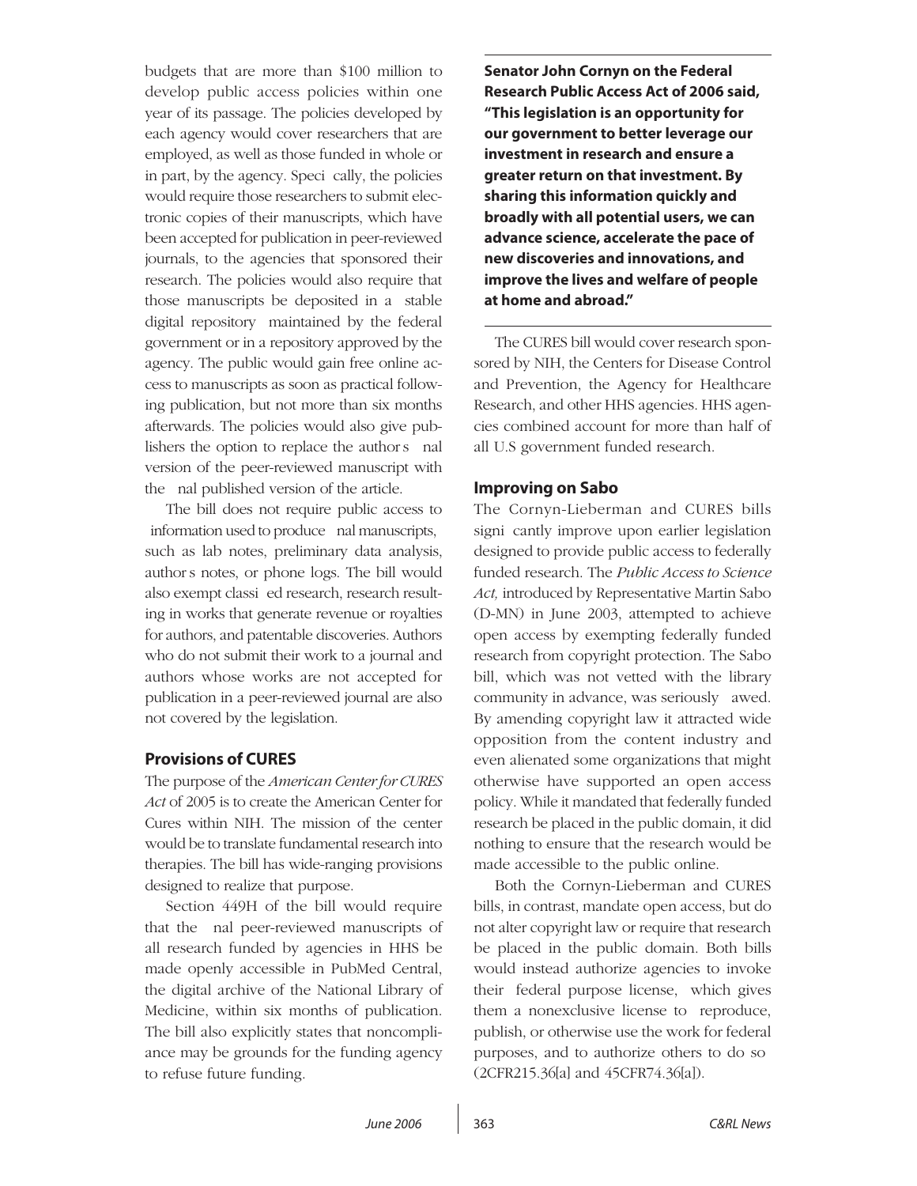budgets that are more than $100 million to develop public access policies within one year of its passage. The policies developed by each agency would cover researchers that are employed, as well as those funded in whole or in part, by the agency. Specifically, the policies would require those researchers to submit electronic copies of their manuscripts, which have been accepted for publication in peer-reviewed journals, to the agencies that sponsored their research. The policies would also require that those manuscripts be deposited in a "stable digital repository" maintained by the federal government or in a repository approved by the agency. The public would gain free online access to manuscripts as soon as practical following publication, but not more than six months afterwards. The policies would also give publishers the option to replace the author's final version of the peer-reviewed manuscript with the final published version of the article.

The bill does not require public access to information used to produce final manuscripts, such as lab notes, preliminary data analysis, author's notes, or phone logs. The bill would also exempt classified research, research resulting in works that generate revenue or royalties for authors, and patentable discoveries. Authors who do not submit their work to a journal and authors whose works are not accepted for publication in a peer-reviewed journal are also not covered by the legislation.

## Provisions of CURES

The purpose of the *American Center for CURES Act* of 2005 is to create the American Center for Cures within NIH. The mission of the center would be to translate fundamental research into therapies. The bill has wide-ranging provisions designed to realize that purpose.

Section 449H of the bill would require that the final peer-reviewed manuscripts of all research funded by agencies in HHS be made openly accessible in PubMed Central, the digital archive of the National Library of Medicine, within six months of publication. The bill also explicitly states that noncompliance may be grounds for the funding agency to refuse future funding.

**Senator John Cornyn on the Federal Research Public Access Act of 2006 said, "This legislation is an opportunity for our government to better leverage our investment in research and ensure a greater return on that investment. By sharing this information quickly and broadly with all potential users, we can advance science, accelerate the pace of new discoveries and innovations, and improve the lives and welfare of people at home and abroad."**

The CURES bill would cover research sponsored by NIH, the Centers for Disease Control and Prevention, the Agency for Healthcare Research, and other HHS agencies. HHS agencies combined account for more than half of all U.S government funded research.

## Improving on Sabo

The Cornyn-Lieberman and CURES bills significantly improve upon earlier legislation designed to provide public access to federally funded research. The *Public Access to Science Act,* introduced by Representative Martin Sabo (D-MN) in June 2003, attempted to achieve open access by exempting federally funded research from copyright protection. The Sabo bill, which was not vetted with the library community in advance, was seriously flawed. By amending copyright law it attracted wide opposition from the content industry and even alienated some organizations that might otherwise have supported an open access policy. While it mandated that federally funded research be placed in the public domain, it did nothing to ensure that the research would be made accessible to the public online.

Both the Cornyn-Lieberman and CURES bills, in contrast, mandate open access, but do not alter copyright law or require that research be placed in the public domain. Both bills would instead authorize agencies to invoke their "federal purpose license," which gives them a nonexclusive license to "reproduce, publish, or otherwise use the work for federal purposes, and to authorize others to do so" (2CFR215.36[a] and 45CFR74.36[a]).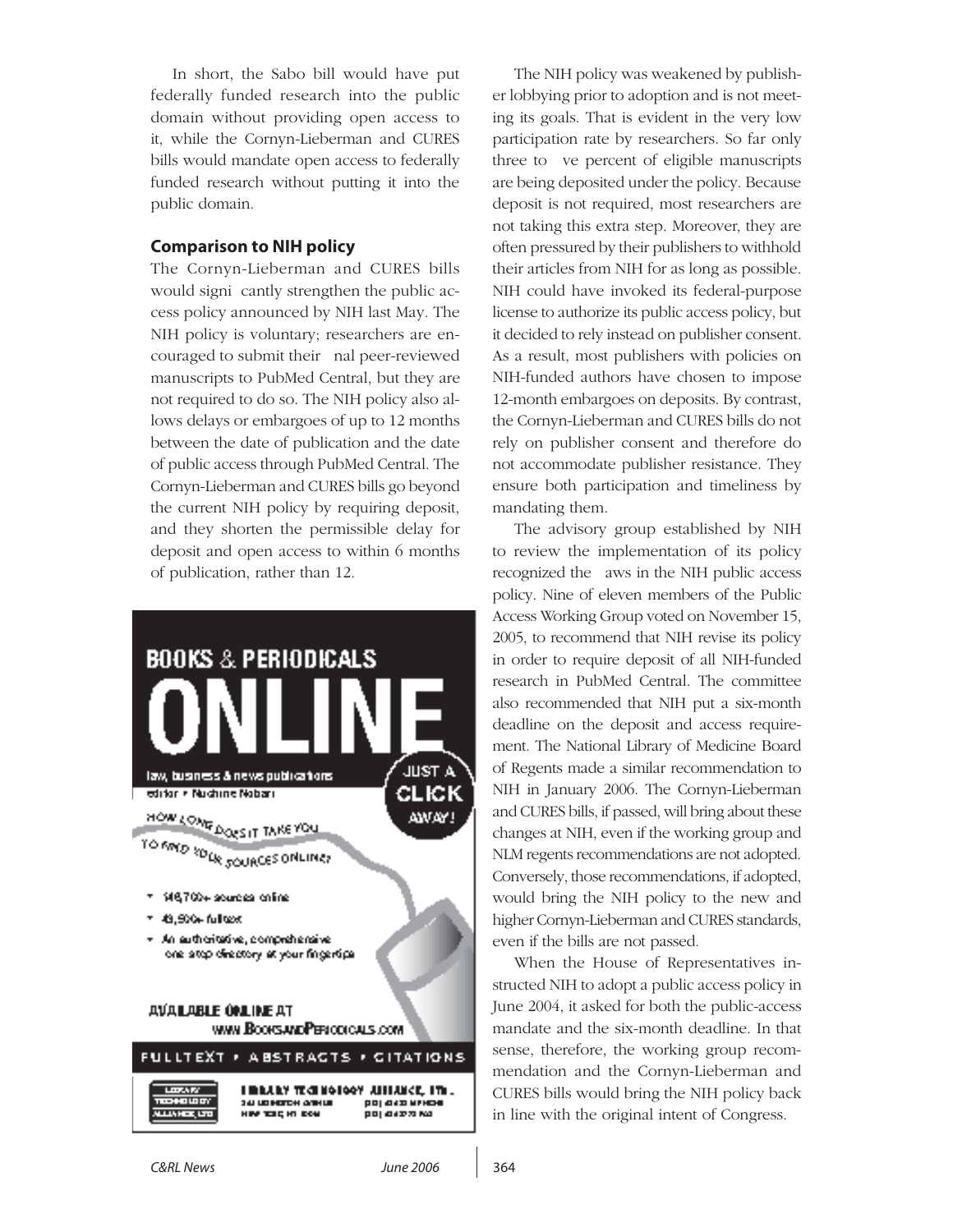In short, the Sabo bill would have put federally funded research into the public domain without providing open access to it, while the Cornyn-Lieberman and CURES bills would mandate open access to federally funded research without putting it into the public domain.

## Comparison to NIH policy

The Cornyn-Lieberman and CURES bills would significantly strengthen the public access policy announced by NIH last May. The NIH policy is voluntary; researchers are encouraged to submit their final peer-reviewed manuscripts to PubMed Central, but they are not required to do so. The NIH policy also allows delays or embargoes of up to 12 months between the date of publication and the date of public access through PubMed Central. The Cornyn-Lieberman and CURES bills go beyond the current NIH policy by requiring deposit, and they shorten the permissible delay for deposit and open access to within 6 months of publication, rather than 12.

The NIH policy was weakened by publisher lobbying prior to adoption and is not meeting its goals. That is evident in the very low participation rate by researchers. So far only three to five percent of eligible manuscripts are being deposited under the policy. Because deposit is not required, most researchers are not taking this extra step. Moreover, they are often pressured by their publishers to withhold their articles from NIH for as long as possible. NIH could have invoked its federal-purpose license to authorize its public access policy, but it decided to rely instead on publisher consent. As a result, most publishers with policies on NIH-funded authors have chosen to impose 12-month embargoes on deposits. By contrast, the Cornyn-Lieberman and CURES bills do not rely on publisher consent and therefore do not accommodate publisher resistance. They ensure both participation and timeliness by mandating them.

The advisory group established by NIH to review the implementation of its policy recognized the flaws in the NIH public access policy. Nine of eleven members of the Public Access Working Group voted on November 15, 2005, to recommend that NIH revise its policy in order to require deposit of all NIH-funded research in PubMed Central. The committee also recommended that NIH put a six-month deadline on the deposit and access requirement. The National Library of Medicine Board of Regents made a similar recommendation to NIH in January 2006. The Cornyn-Lieberman and CURES bills, if passed, will bring about these changes at NIH, even if the working group and NLM regents recommendations are not adopted. Conversely, those recommendations, if adopted, would bring the NIH policy to the new and higher Cornyn-Lieberman and CURES standards, even if the bills are not passed.

When the House of Representatives instructed NIH to adopt a public access policy in June 2004, it asked for both the public-access mandate and the six-month deadline. In that sense, therefore, the working group recommendation and the Cornyn-Lieberman and CURES bills would bring the NIH policy back in line with the original intent of Congress.

**BOOKS & PERIODICALS ONLINE**

law, business & news publications
editor • Nuchine Nobari

JUST A CLICK AWAY!

HOW LONG DOES IT TAKE YOU TO FIND YOUR SOURCES ONLINE?

- 146,700+ sources online
- 43,900+ fulltext
- An authoritative, comprehensive one stop directory at your fingertips

AVAILABLE ONLINE AT WWW.BOOKSANDPERIODICALS.COM

FULLTEXT • ABSTRACTS • CITATIONS

LIBRARY TECHNOLOGY ALLIANCE, LTD.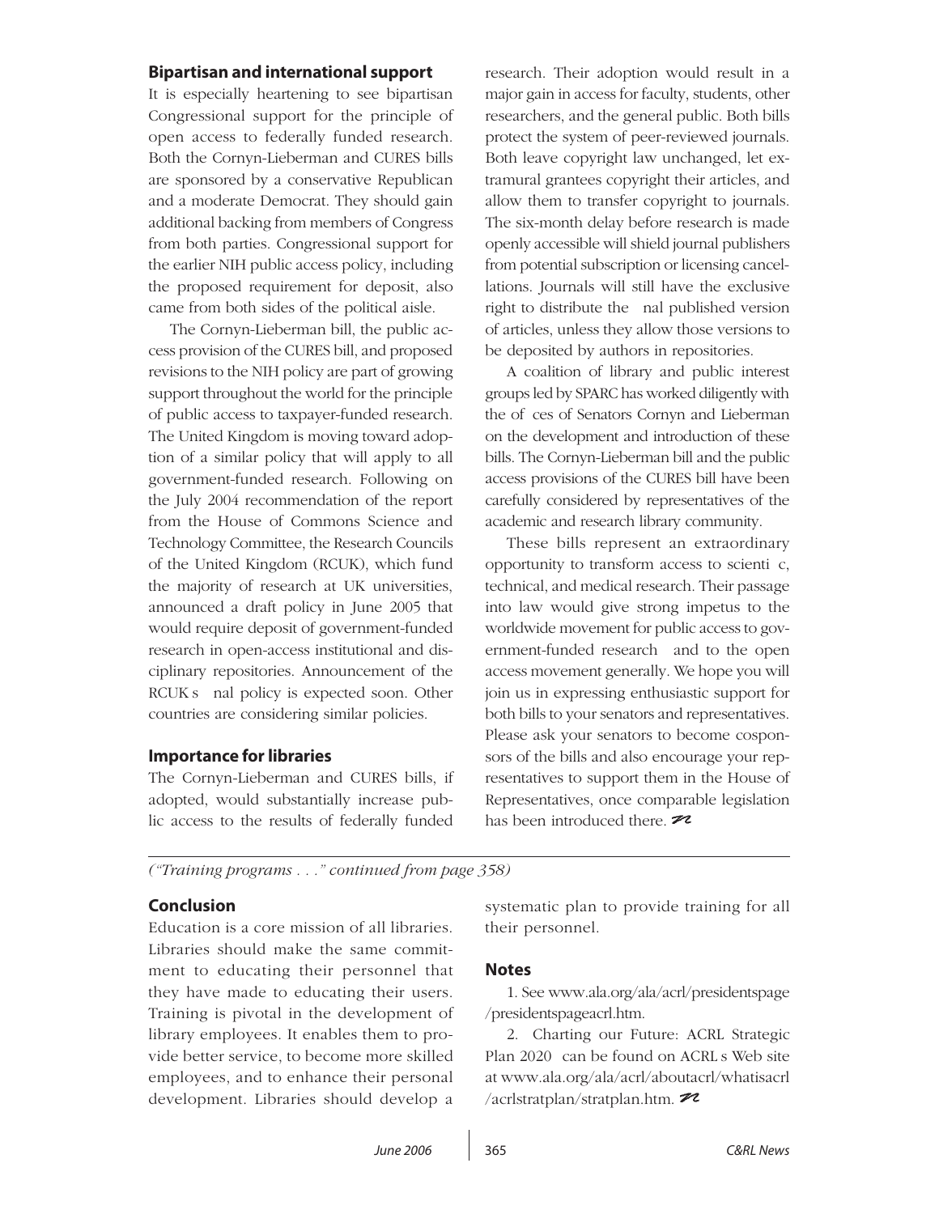## Bipartisan and international support

It is especially heartening to see bipartisan Congressional support for the principle of open access to federally funded research. Both the Cornyn-Lieberman and CURES bills are sponsored by a conservative Republican and a moderate Democrat. They should gain additional backing from members of Congress from both parties. Congressional support for the earlier NIH public access policy, including the proposed requirement for deposit, also came from both sides of the political aisle.

The Cornyn-Lieberman bill, the public access provision of the CURES bill, and proposed revisions to the NIH policy are part of growing support throughout the world for the principle of public access to taxpayer-funded research. The United Kingdom is moving toward adoption of a similar policy that will apply to all government-funded research. Following on the July 2004 recommendation of the report from the House of Commons Science and Technology Committee, the Research Councils of the United Kingdom (RCUK), which fund the majority of research at UK universities, announced a draft policy in June 2005 that would require deposit of government-funded research in open-access institutional and disciplinary repositories. Announcement of the RCUK s nal policy is expected soon. Other countries are considering similar policies.

## Importance for libraries

The Cornyn-Lieberman and CURES bills, if adopted, would substantially increase public access to the results of federally funded research. Their adoption would result in a major gain in access for faculty, students, other researchers, and the general public. Both bills protect the system of peer-reviewed journals. Both leave copyright law unchanged, let extramural grantees copyright their articles, and allow them to transfer copyright to journals. The six-month delay before research is made openly accessible will shield journal publishers from potential subscription or licensing cancellations. Journals will still have the exclusive right to distribute the nal published version of articles, unless they allow those versions to be deposited by authors in repositories.

A coalition of library and public interest groups led by SPARC has worked diligently with the of ces of Senators Cornyn and Lieberman on the development and introduction of these bills. The Cornyn-Lieberman bill and the public access provisions of the CURES bill have been carefully considered by representatives of the academic and research library community.

These bills represent an extraordinary opportunity to transform access to scienti c, technical, and medical research. Their passage into law would give strong impetus to the worldwide movement for public access to government-funded research and to the open access movement generally. We hope you will join us in expressing enthusiastic support for both bills to your senators and representatives. Please ask your senators to become cosponsors of the bills and also encourage your representatives to support them in the House of Representatives, once comparable legislation has been introduced there.

---

*("Training programs . . ." continued from page 358)*

## Conclusion

Education is a core mission of all libraries. Libraries should make the same commitment to educating their personnel that they have made to educating their users. Training is pivotal in the development of library employees. It enables them to provide better service, to become more skilled employees, and to enhance their personal development. Libraries should develop a systematic plan to provide training for all their personnel.

## Notes

1. See www.ala.org/ala/acrl/presidentspage/presidentspageacrl.htm.

2. Charting our Future: ACRL Strategic Plan 2020 can be found on ACRL s Web site at www.ala.org/ala/acrl/aboutacrl/whatisacrl/acrlstratplan/stratplan.htm.